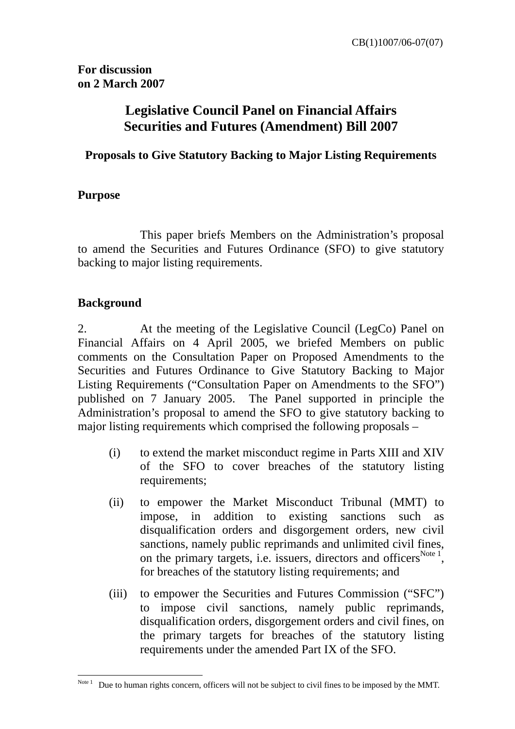CB(1)1007/06-07(07)

**For discussion**
**on 2 March 2007**

# Legislative Council Panel on Financial Affairs
# Securities and Futures (Amendment) Bill 2007

## Proposals to Give Statutory Backing to Major Listing Requirements

### Purpose

This paper briefs Members on the Administration's proposal to amend the Securities and Futures Ordinance (SFO) to give statutory backing to major listing requirements.

### Background

2. At the meeting of the Legislative Council (LegCo) Panel on Financial Affairs on 4 April 2005, we briefed Members on public comments on the Consultation Paper on Proposed Amendments to the Securities and Futures Ordinance to Give Statutory Backing to Major Listing Requirements ("Consultation Paper on Amendments to the SFO") published on 7 January 2005. The Panel supported in principle the Administration's proposal to amend the SFO to give statutory backing to major listing requirements which comprised the following proposals –

(i) to extend the market misconduct regime in Parts XIII and XIV of the SFO to cover breaches of the statutory listing requirements;

(ii) to empower the Market Misconduct Tribunal (MMT) to impose, in addition to existing sanctions such as disqualification orders and disgorgement orders, new civil sanctions, namely public reprimands and unlimited civil fines, on the primary targets, i.e. issuers, directors and officers[Note 1], for breaches of the statutory listing requirements; and

(iii) to empower the Securities and Futures Commission ("SFC") to impose civil sanctions, namely public reprimands, disqualification orders, disgorgement orders and civil fines, on the primary targets for breaches of the statutory listing requirements under the amended Part IX of the SFO.

---

[Note 1] Due to human rights concern, officers will not be subject to civil fines to be imposed by the MMT.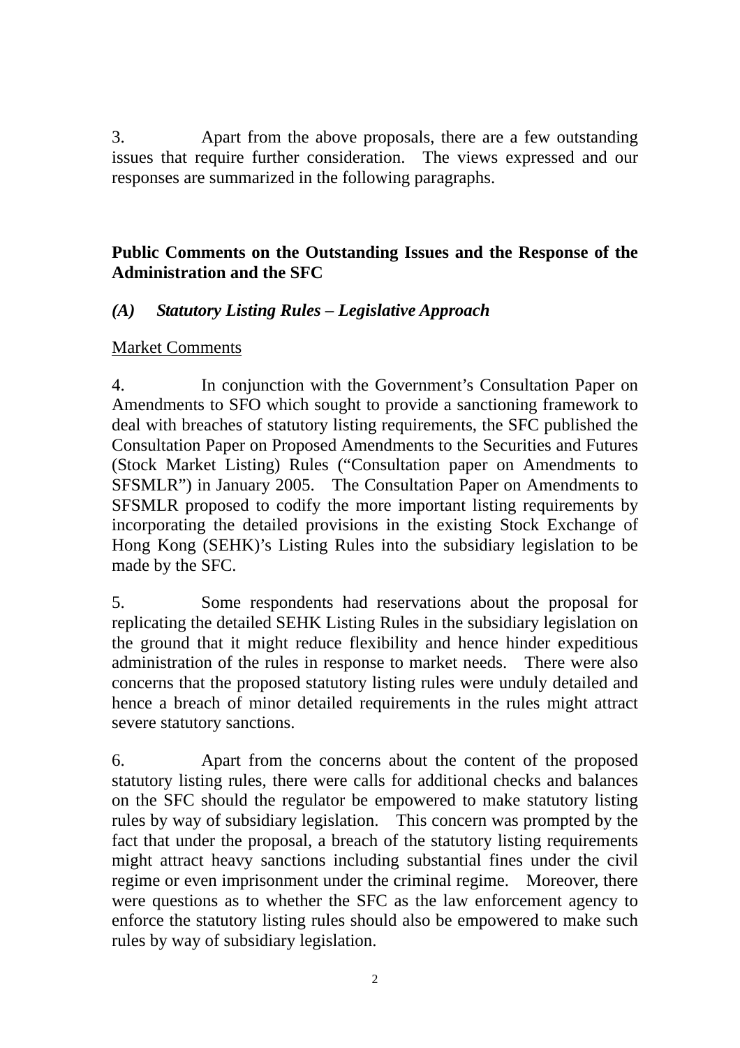3. Apart from the above proposals, there are a few outstanding issues that require further consideration. The views expressed and our responses are summarized in the following paragraphs.

**Public Comments on the Outstanding Issues and the Response of the Administration and the SFC**

***(A) Statutory Listing Rules – Legislative Approach***

<u>Market Comments</u>

4. In conjunction with the Government's Consultation Paper on Amendments to SFO which sought to provide a sanctioning framework to deal with breaches of statutory listing requirements, the SFC published the Consultation Paper on Proposed Amendments to the Securities and Futures (Stock Market Listing) Rules ("Consultation paper on Amendments to SFSMLR") in January 2005. The Consultation Paper on Amendments to SFSMLR proposed to codify the more important listing requirements by incorporating the detailed provisions in the existing Stock Exchange of Hong Kong (SEHK)'s Listing Rules into the subsidiary legislation to be made by the SFC.

5. Some respondents had reservations about the proposal for replicating the detailed SEHK Listing Rules in the subsidiary legislation on the ground that it might reduce flexibility and hence hinder expeditious administration of the rules in response to market needs. There were also concerns that the proposed statutory listing rules were unduly detailed and hence a breach of minor detailed requirements in the rules might attract severe statutory sanctions.

6. Apart from the concerns about the content of the proposed statutory listing rules, there were calls for additional checks and balances on the SFC should the regulator be empowered to make statutory listing rules by way of subsidiary legislation. This concern was prompted by the fact that under the proposal, a breach of the statutory listing requirements might attract heavy sanctions including substantial fines under the civil regime or even imprisonment under the criminal regime. Moreover, there were questions as to whether the SFC as the law enforcement agency to enforce the statutory listing rules should also be empowered to make such rules by way of subsidiary legislation.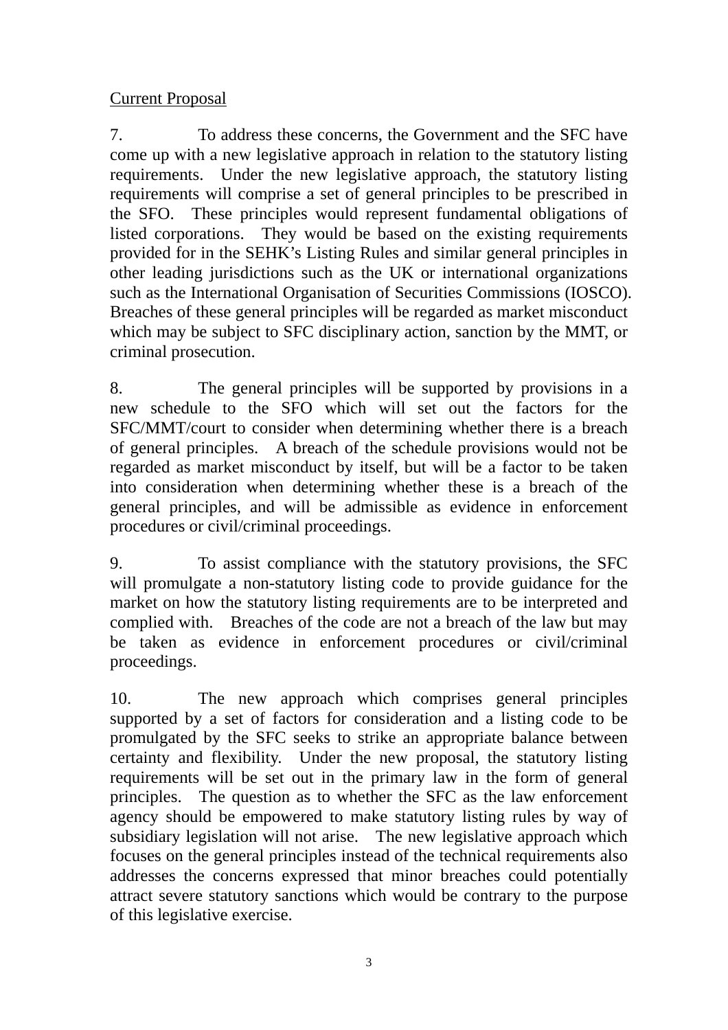Current Proposal

7. To address these concerns, the Government and the SFC have come up with a new legislative approach in relation to the statutory listing requirements. Under the new legislative approach, the statutory listing requirements will comprise a set of general principles to be prescribed in the SFO. These principles would represent fundamental obligations of listed corporations. They would be based on the existing requirements provided for in the SEHK's Listing Rules and similar general principles in other leading jurisdictions such as the UK or international organizations such as the International Organisation of Securities Commissions (IOSCO). Breaches of these general principles will be regarded as market misconduct which may be subject to SFC disciplinary action, sanction by the MMT, or criminal prosecution.

8. The general principles will be supported by provisions in a new schedule to the SFO which will set out the factors for the SFC/MMT/court to consider when determining whether there is a breach of general principles. A breach of the schedule provisions would not be regarded as market misconduct by itself, but will be a factor to be taken into consideration when determining whether these is a breach of the general principles, and will be admissible as evidence in enforcement procedures or civil/criminal proceedings.

9. To assist compliance with the statutory provisions, the SFC will promulgate a non-statutory listing code to provide guidance for the market on how the statutory listing requirements are to be interpreted and complied with. Breaches of the code are not a breach of the law but may be taken as evidence in enforcement procedures or civil/criminal proceedings.

10. The new approach which comprises general principles supported by a set of factors for consideration and a listing code to be promulgated by the SFC seeks to strike an appropriate balance between certainty and flexibility. Under the new proposal, the statutory listing requirements will be set out in the primary law in the form of general principles. The question as to whether the SFC as the law enforcement agency should be empowered to make statutory listing rules by way of subsidiary legislation will not arise. The new legislative approach which focuses on the general principles instead of the technical requirements also addresses the concerns expressed that minor breaches could potentially attract severe statutory sanctions which would be contrary to the purpose of this legislative exercise.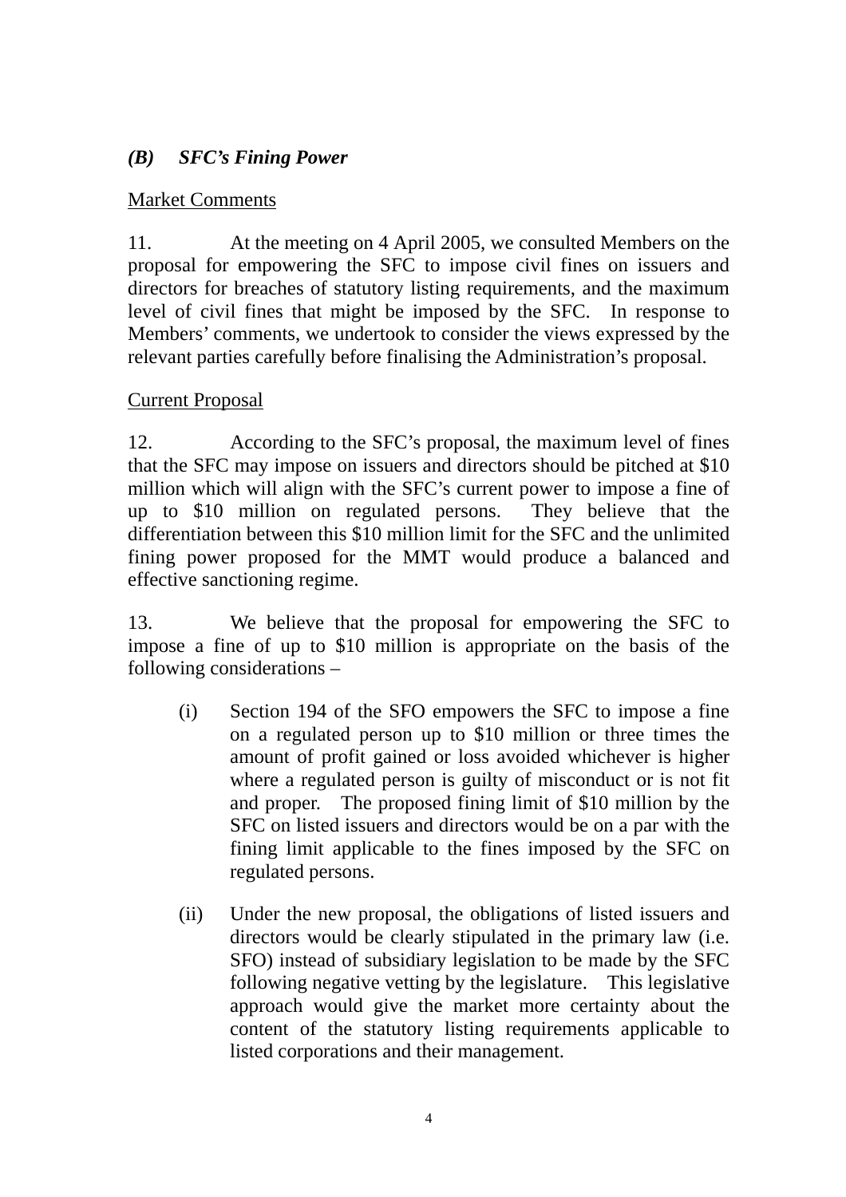## *(B) SFC's Fining Power*

Market Comments

11. At the meeting on 4 April 2005, we consulted Members on the proposal for empowering the SFC to impose civil fines on issuers and directors for breaches of statutory listing requirements, and the maximum level of civil fines that might be imposed by the SFC. In response to Members' comments, we undertook to consider the views expressed by the relevant parties carefully before finalising the Administration's proposal.

Current Proposal

12. According to the SFC's proposal, the maximum level of fines that the SFC may impose on issuers and directors should be pitched at $10 million which will align with the SFC's current power to impose a fine of up to $10 million on regulated persons. They believe that the differentiation between this $10 million limit for the SFC and the unlimited fining power proposed for the MMT would produce a balanced and effective sanctioning regime.

13. We believe that the proposal for empowering the SFC to impose a fine of up to $10 million is appropriate on the basis of the following considerations –

(i) Section 194 of the SFO empowers the SFC to impose a fine on a regulated person up to $10 million or three times the amount of profit gained or loss avoided whichever is higher where a regulated person is guilty of misconduct or is not fit and proper. The proposed fining limit of $10 million by the SFC on listed issuers and directors would be on a par with the fining limit applicable to the fines imposed by the SFC on regulated persons.

(ii) Under the new proposal, the obligations of listed issuers and directors would be clearly stipulated in the primary law (i.e. SFO) instead of subsidiary legislation to be made by the SFC following negative vetting by the legislature. This legislative approach would give the market more certainty about the content of the statutory listing requirements applicable to listed corporations and their management.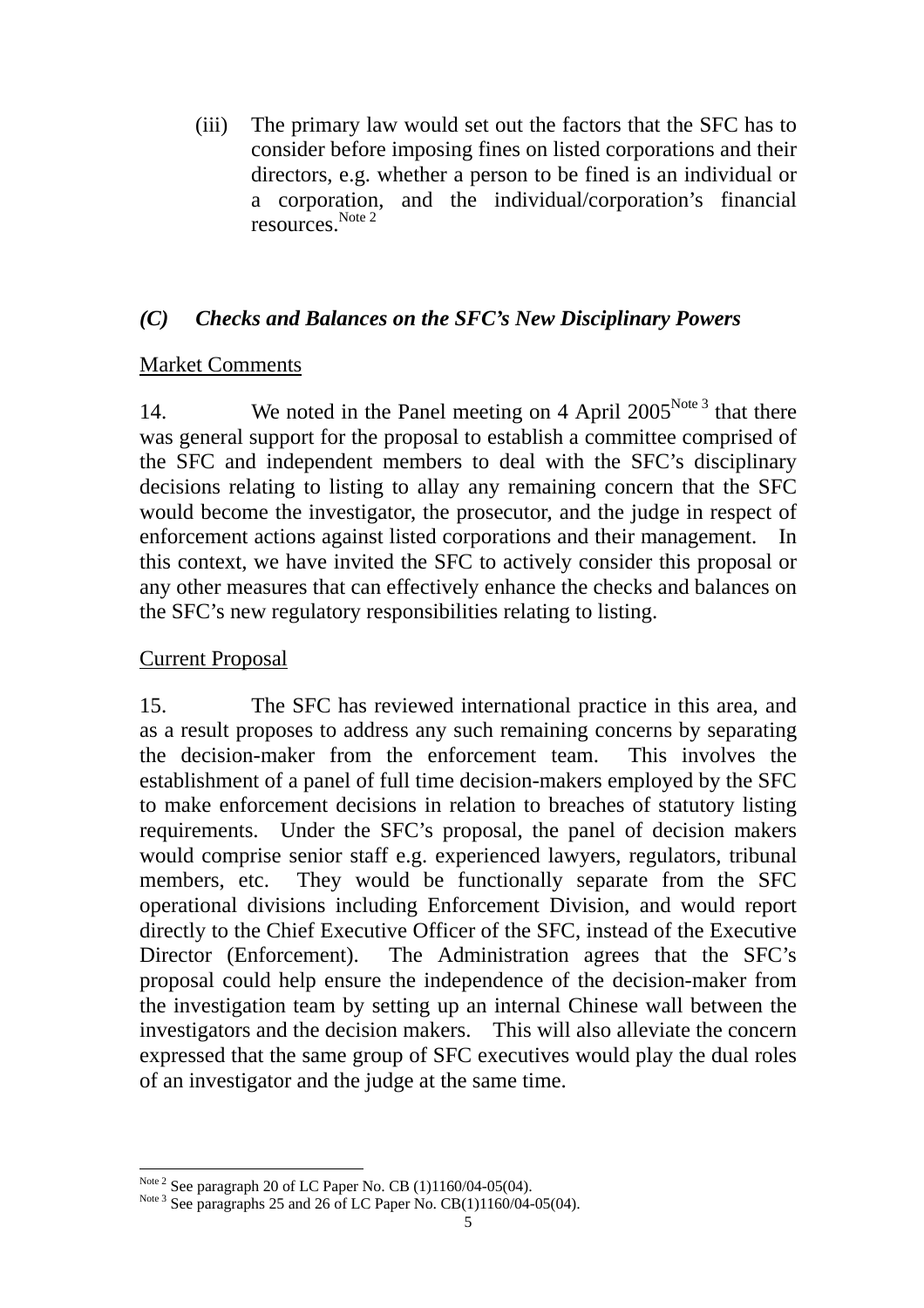(iii) The primary law would set out the factors that the SFC has to consider before imposing fines on listed corporations and their directors, e.g. whether a person to be fined is an individual or a corporation, and the individual/corporation's financial resources.[Note 2]

### *(C) Checks and Balances on the SFC's New Disciplinary Powers*

Market Comments

14. We noted in the Panel meeting on 4 April 2005[Note 3] that there was general support for the proposal to establish a committee comprised of the SFC and independent members to deal with the SFC's disciplinary decisions relating to listing to allay any remaining concern that the SFC would become the investigator, the prosecutor, and the judge in respect of enforcement actions against listed corporations and their management. In this context, we have invited the SFC to actively consider this proposal or any other measures that can effectively enhance the checks and balances on the SFC's new regulatory responsibilities relating to listing.

Current Proposal

15. The SFC has reviewed international practice in this area, and as a result proposes to address any such remaining concerns by separating the decision-maker from the enforcement team. This involves the establishment of a panel of full time decision-makers employed by the SFC to make enforcement decisions in relation to breaches of statutory listing requirements. Under the SFC's proposal, the panel of decision makers would comprise senior staff e.g. experienced lawyers, regulators, tribunal members, etc. They would be functionally separate from the SFC operational divisions including Enforcement Division, and would report directly to the Chief Executive Officer of the SFC, instead of the Executive Director (Enforcement). The Administration agrees that the SFC's proposal could help ensure the independence of the decision-maker from the investigation team by setting up an internal Chinese wall between the investigators and the decision makers. This will also alleviate the concern expressed that the same group of SFC executives would play the dual roles of an investigator and the judge at the same time.

---

[Note 2] See paragraph 20 of LC Paper No. CB (1)1160/04-05(04).
[Note 3] See paragraphs 25 and 26 of LC Paper No. CB(1)1160/04-05(04).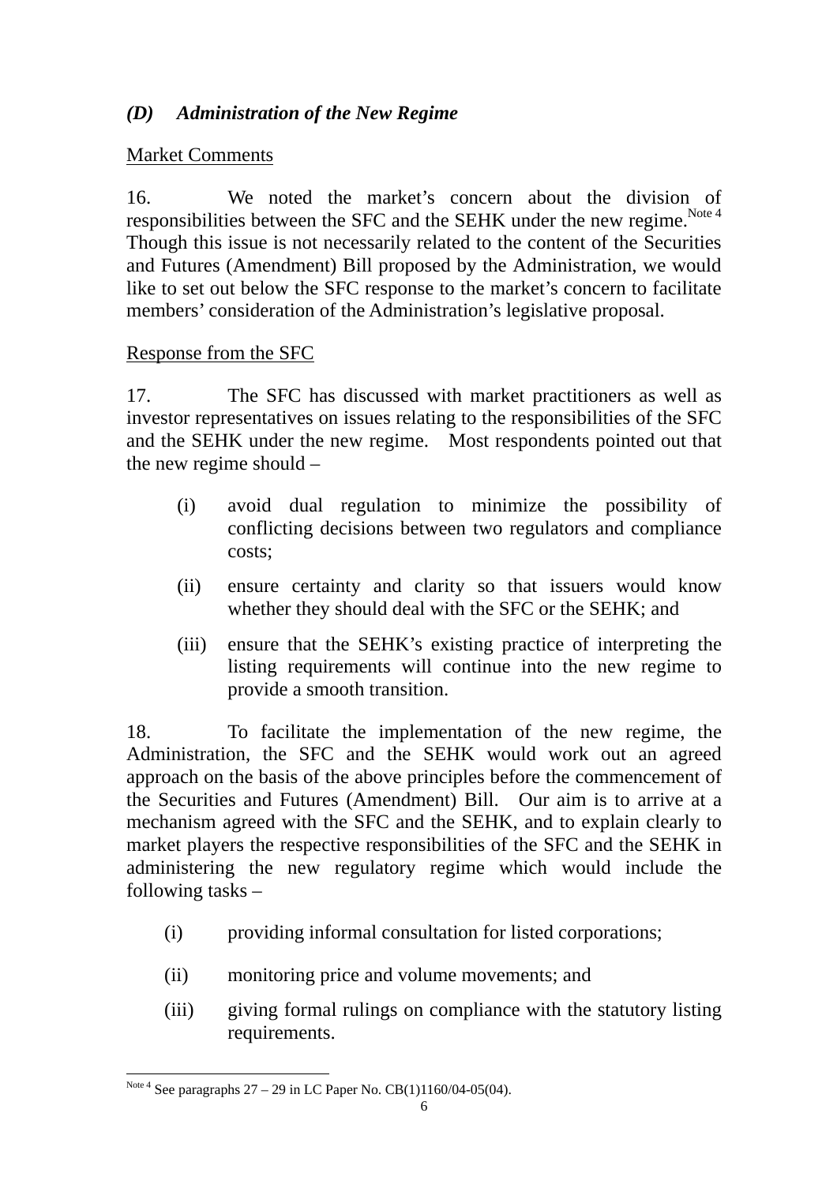## *(D) Administration of the New Regime*

Market Comments

16. We noted the market's concern about the division of responsibilities between the SFC and the SEHK under the new regime.[Note 4] Though this issue is not necessarily related to the content of the Securities and Futures (Amendment) Bill proposed by the Administration, we would like to set out below the SFC response to the market's concern to facilitate members' consideration of the Administration's legislative proposal.

Response from the SFC

17. The SFC has discussed with market practitioners as well as investor representatives on issues relating to the responsibilities of the SFC and the SEHK under the new regime. Most respondents pointed out that the new regime should –

(i) avoid dual regulation to minimize the possibility of conflicting decisions between two regulators and compliance costs;

(ii) ensure certainty and clarity so that issuers would know whether they should deal with the SFC or the SEHK; and

(iii) ensure that the SEHK's existing practice of interpreting the listing requirements will continue into the new regime to provide a smooth transition.

18. To facilitate the implementation of the new regime, the Administration, the SFC and the SEHK would work out an agreed approach on the basis of the above principles before the commencement of the Securities and Futures (Amendment) Bill. Our aim is to arrive at a mechanism agreed with the SFC and the SEHK, and to explain clearly to market players the respective responsibilities of the SFC and the SEHK in administering the new regulatory regime which would include the following tasks –

(i) providing informal consultation for listed corporations;

(ii) monitoring price and volume movements; and

(iii) giving formal rulings on compliance with the statutory listing requirements.

---

[Note 4] See paragraphs 27 – 29 in LC Paper No. CB(1)1160/04-05(04).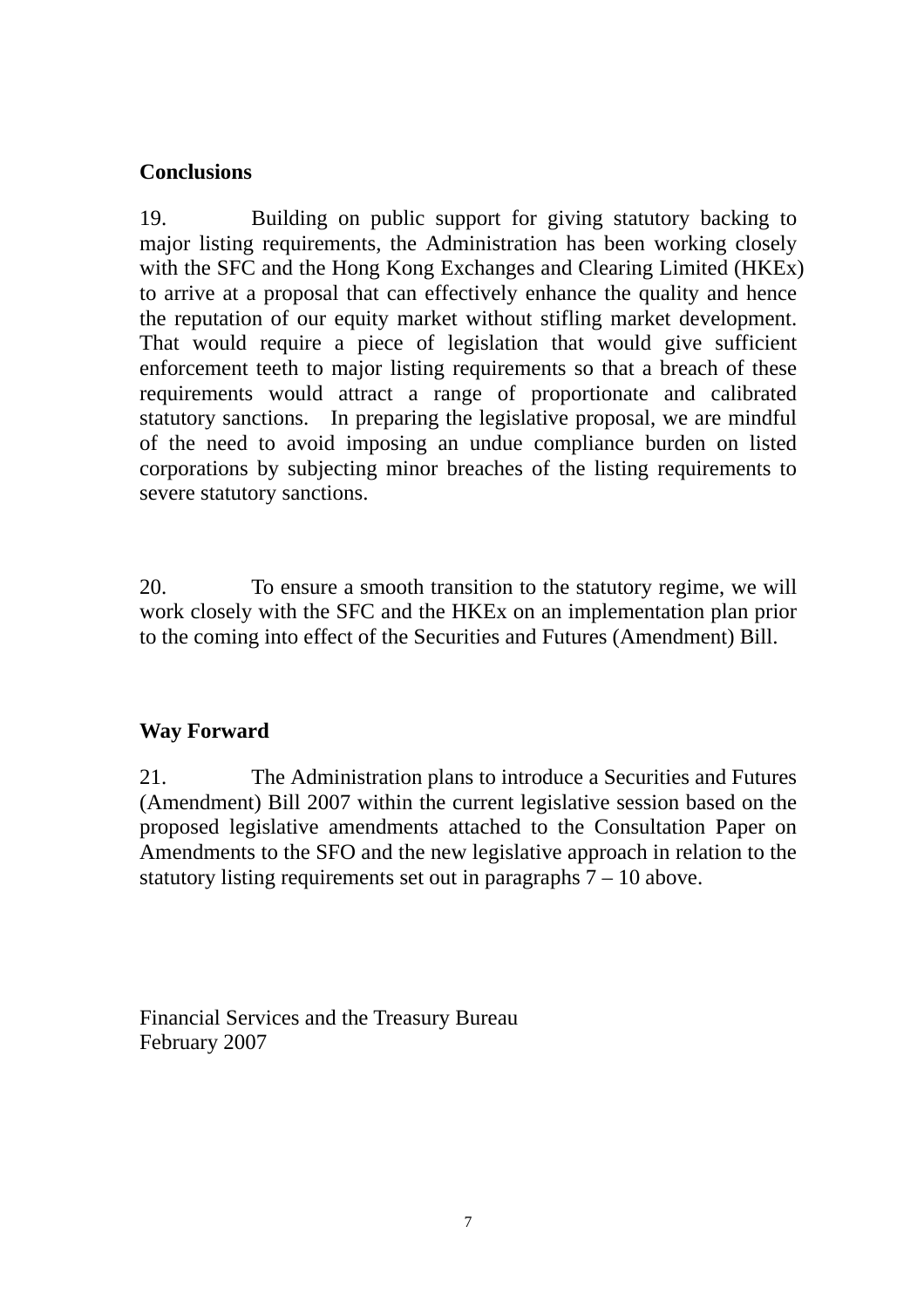## Conclusions

19. Building on public support for giving statutory backing to major listing requirements, the Administration has been working closely with the SFC and the Hong Kong Exchanges and Clearing Limited (HKEx) to arrive at a proposal that can effectively enhance the quality and hence the reputation of our equity market without stifling market development. That would require a piece of legislation that would give sufficient enforcement teeth to major listing requirements so that a breach of these requirements would attract a range of proportionate and calibrated statutory sanctions. In preparing the legislative proposal, we are mindful of the need to avoid imposing an undue compliance burden on listed corporations by subjecting minor breaches of the listing requirements to severe statutory sanctions.

20. To ensure a smooth transition to the statutory regime, we will work closely with the SFC and the HKEx on an implementation plan prior to the coming into effect of the Securities and Futures (Amendment) Bill.

## Way Forward

21. The Administration plans to introduce a Securities and Futures (Amendment) Bill 2007 within the current legislative session based on the proposed legislative amendments attached to the Consultation Paper on Amendments to the SFO and the new legislative approach in relation to the statutory listing requirements set out in paragraphs 7 – 10 above.

Financial Services and the Treasury Bureau
February 2007